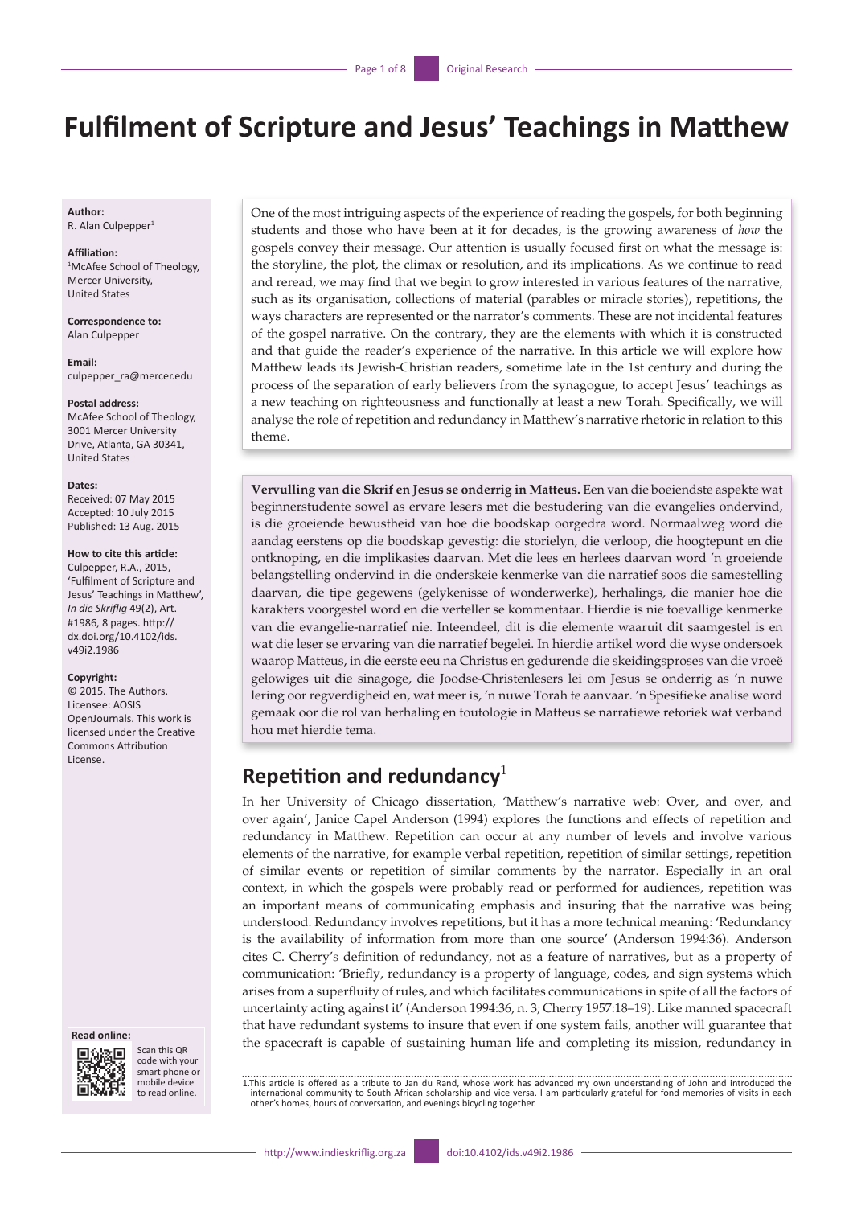# Fulfilment of Scripture and Jesus' Teachings in Matthew

**Author:**
R. Alan Culpepper[1]

**Affiliation:**
[1]McAfee School of Theology, Mercer University, United States

**Correspondence to:**
Alan Culpepper

**Email:**
culpepper_ra@mercer.edu

**Postal address:**
McAfee School of Theology, 3001 Mercer University Drive, Atlanta, GA 30341, United States

**Dates:**
Received: 07 May 2015
Accepted: 10 July 2015
Published: 13 Aug. 2015

**How to cite this article:**
Culpepper, R.A., 2015, 'Fulfilment of Scripture and Jesus' Teachings in Matthew', *In die Skriflig* 49(2), Art. #1986, 8 pages. http://dx.doi.org/10.4102/ids.v49i2.1986

**Copyright:**
© 2015. The Authors. Licensee: AOSIS OpenJournals. This work is licensed under the Creative Commons Attribution License.

**Read online:**
Scan this QR code with your smart phone or mobile device to read online.

One of the most intriguing aspects of the experience of reading the gospels, for both beginning students and those who have been at it for decades, is the growing awareness of *how* the gospels convey their message. Our attention is usually focused first on what the message is: the storyline, the plot, the climax or resolution, and its implications. As we continue to read and reread, we may find that we begin to grow interested in various features of the narrative, such as its organisation, collections of material (parables or miracle stories), repetitions, the ways characters are represented or the narrator's comments. These are not incidental features of the gospel narrative. On the contrary, they are the elements with which it is constructed and that guide the reader's experience of the narrative. In this article we will explore how Matthew leads its Jewish-Christian readers, sometime late in the 1st century and during the process of the separation of early believers from the synagogue, to accept Jesus' teachings as a new teaching on righteousness and functionally at least a new Torah. Specifically, we will analyse the role of repetition and redundancy in Matthew's narrative rhetoric in relation to this theme.

**Vervulling van die Skrif en Jesus se onderrig in Matteus.** Een van die boeiendste aspekte wat beginnerstudente sowel as ervare lesers met die bestudering van die evangelies ondervind, is die groeiende bewustheid van hoe die boodskap oorgedra word. Normaalweg word die aandag eerstens op die boodskap gevestig: die storielyn, die verloop, die hoogtepunt en die ontknoping, en die implikasies daarvan. Met die lees en herlees daarvan word 'n groeiende belangstelling ondervind in die onderskeie kenmerke van die narratief soos die samestelling daarvan, die tipe gegewens (gelykenisse of wonderwerke), herhalings, die manier hoe die karakters voorgestel word en die verteller se kommentaar. Hierdie is nie toevallige kenmerke van die evangelie-narratief nie. Inteendeel, dit is die elemente waaruit dit saamgestel is en wat die leser se ervaring van die narratief begelei. In hierdie artikel word die wyse ondersoek waarop Matteus, in die eerste eeu na Christus en gedurende die skeidingsproses van die vroeë gelowiges uit die sinagoge, die Joodse-Christenlesers lei om Jesus se onderrig as 'n nuwe lering oor regverdigheid en, wat meer is, 'n nuwe Torah te aanvaar. 'n Spesifieke analise word gemaak oor die rol van herhaling en toutologie in Matteus se narratiewe retoriek wat verband hou met hierdie tema.

## Repetition and redundancy[1]

In her University of Chicago dissertation, 'Matthew's narrative web: Over, and over, and over again', Janice Capel Anderson (1994) explores the functions and effects of repetition and redundancy in Matthew. Repetition can occur at any number of levels and involve various elements of the narrative, for example verbal repetition, repetition of similar settings, repetition of similar events or repetition of similar comments by the narrator. Especially in an oral context, in which the gospels were probably read or performed for audiences, repetition was an important means of communicating emphasis and insuring that the narrative was being understood. Redundancy involves repetitions, but it has a more technical meaning: 'Redundancy is the availability of information from more than one source' (Anderson 1994:36). Anderson cites C. Cherry's definition of redundancy, not as a feature of narratives, but as a property of communication: 'Briefly, redundancy is a property of language, codes, and sign systems which arises from a superfluity of rules, and which facilitates communications in spite of all the factors of uncertainty acting against it' (Anderson 1994:36, n. 3; Cherry 1957:18–19). Like manned spacecraft that have redundant systems to insure that even if one system fails, another will guarantee that the spacecraft is capable of sustaining human life and completing its mission, redundancy in

1.This article is offered as a tribute to Jan du Rand, whose work has advanced my own understanding of John and introduced the international community to South African scholarship and vice versa. I am particularly grateful for fond memories of visits in each other's homes, hours of conversation, and evenings bicycling together.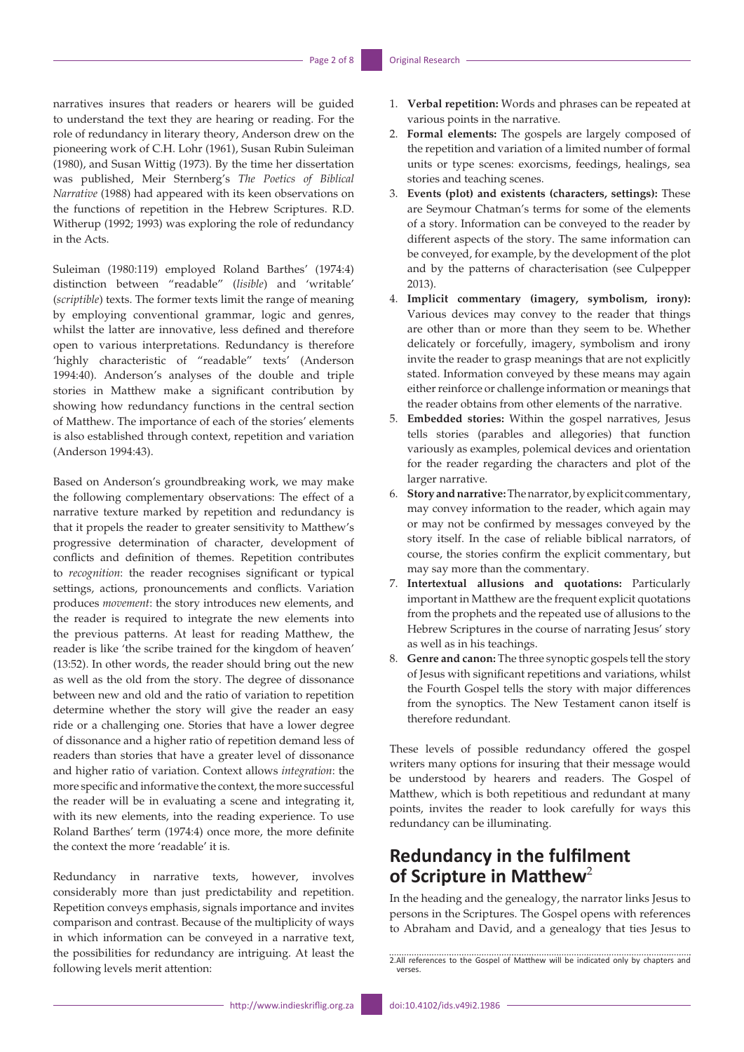narratives insures that readers or hearers will be guided to understand the text they are hearing or reading. For the role of redundancy in literary theory, Anderson drew on the pioneering work of C.H. Lohr (1961), Susan Rubin Suleiman (1980), and Susan Wittig (1973). By the time her dissertation was published, Meir Sternberg's *The Poetics of Biblical Narrative* (1988) had appeared with its keen observations on the functions of repetition in the Hebrew Scriptures. R.D. Witherup (1992; 1993) was exploring the role of redundancy in the Acts.

Suleiman (1980:119) employed Roland Barthes' (1974:4) distinction between "readable" (*lisible*) and 'writable' (*scriptible*) texts. The former texts limit the range of meaning by employing conventional grammar, logic and genres, whilst the latter are innovative, less defined and therefore open to various interpretations. Redundancy is therefore 'highly characteristic of "readable" texts' (Anderson 1994:40). Anderson's analyses of the double and triple stories in Matthew make a significant contribution by showing how redundancy functions in the central section of Matthew. The importance of each of the stories' elements is also established through context, repetition and variation (Anderson 1994:43).

Based on Anderson's groundbreaking work, we may make the following complementary observations: The effect of a narrative texture marked by repetition and redundancy is that it propels the reader to greater sensitivity to Matthew's progressive determination of character, development of conflicts and definition of themes. Repetition contributes to *recognition*: the reader recognises significant or typical settings, actions, pronouncements and conflicts. Variation produces *movement*: the story introduces new elements, and the reader is required to integrate the new elements into the previous patterns. At least for reading Matthew, the reader is like 'the scribe trained for the kingdom of heaven' (13:52). In other words, the reader should bring out the new as well as the old from the story. The degree of dissonance between new and old and the ratio of variation to repetition determine whether the story will give the reader an easy ride or a challenging one. Stories that have a lower degree of dissonance and a higher ratio of repetition demand less of readers than stories that have a greater level of dissonance and higher ratio of variation. Context allows *integration*: the more specific and informative the context, the more successful the reader will be in evaluating a scene and integrating it, with its new elements, into the reading experience. To use Roland Barthes' term (1974:4) once more, the more definite the context the more 'readable' it is.

Redundancy in narrative texts, however, involves considerably more than just predictability and repetition. Repetition conveys emphasis, signals importance and invites comparison and contrast. Because of the multiplicity of ways in which information can be conveyed in a narrative text, the possibilities for redundancy are intriguing. At least the following levels merit attention:

1. **Verbal repetition:** Words and phrases can be repeated at various points in the narrative.
2. **Formal elements:** The gospels are largely composed of the repetition and variation of a limited number of formal units or type scenes: exorcisms, feedings, healings, sea stories and teaching scenes.
3. **Events (plot) and existents (characters, settings):** These are Seymour Chatman's terms for some of the elements of a story. Information can be conveyed to the reader by different aspects of the story. The same information can be conveyed, for example, by the development of the plot and by the patterns of characterisation (see Culpepper 2013).
4. **Implicit commentary (imagery, symbolism, irony):** Various devices may convey to the reader that things are other than or more than they seem to be. Whether delicately or forcefully, imagery, symbolism and irony invite the reader to grasp meanings that are not explicitly stated. Information conveyed by these means may again either reinforce or challenge information or meanings that the reader obtains from other elements of the narrative.
5. **Embedded stories:** Within the gospel narratives, Jesus tells stories (parables and allegories) that function variously as examples, polemical devices and orientation for the reader regarding the characters and plot of the larger narrative.
6. **Story and narrative:** The narrator, by explicit commentary, may convey information to the reader, which again may or may not be confirmed by messages conveyed by the story itself. In the case of reliable biblical narrators, of course, the stories confirm the explicit commentary, but may say more than the commentary.
7. **Intertextual allusions and quotations:** Particularly important in Matthew are the frequent explicit quotations from the prophets and the repeated use of allusions to the Hebrew Scriptures in the course of narrating Jesus' story as well as in his teachings.
8. **Genre and canon:** The three synoptic gospels tell the story of Jesus with significant repetitions and variations, whilst the Fourth Gospel tells the story with major differences from the synoptics. The New Testament canon itself is therefore redundant.

These levels of possible redundancy offered the gospel writers many options for insuring that their message would be understood by hearers and readers. The Gospel of Matthew, which is both repetitious and redundant at many points, invites the reader to look carefully for ways this redundancy can be illuminating.

## Redundancy in the fulfilment of Scripture in Matthew[2]

In the heading and the genealogy, the narrator links Jesus to persons in the Scriptures. The Gospel opens with references to Abraham and David, and a genealogy that ties Jesus to

2. All references to the Gospel of Matthew will be indicated only by chapters and verses.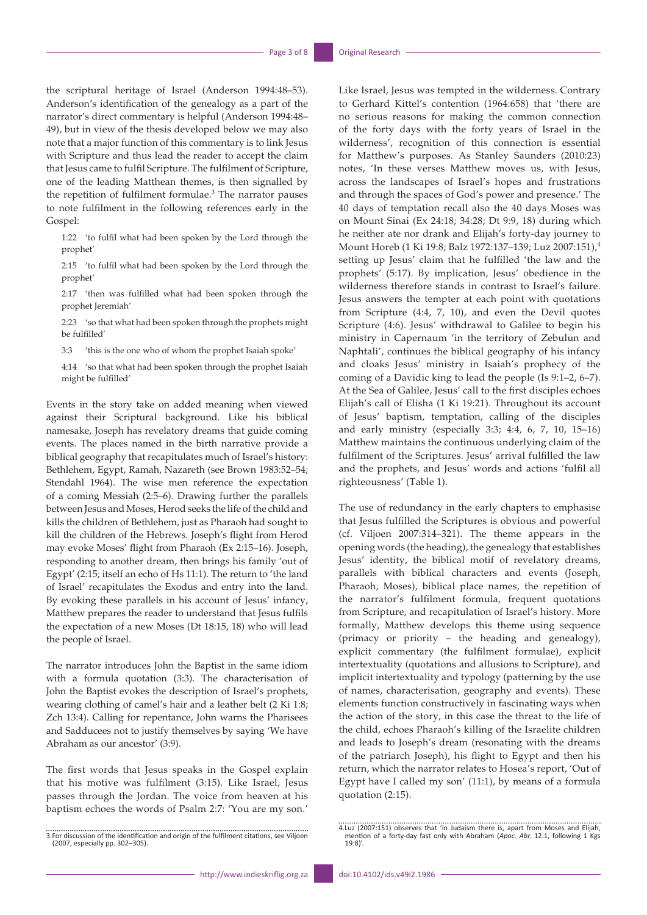the scriptural heritage of Israel (Anderson 1994:48–53). Anderson's identification of the genealogy as a part of the narrator's direct commentary is helpful (Anderson 1994:48–49), but in view of the thesis developed below we may also note that a major function of this commentary is to link Jesus with Scripture and thus lead the reader to accept the claim that Jesus came to fulfil Scripture. The fulfilment of Scripture, one of the leading Matthean themes, is then signalled by the repetition of fulfilment formulae.[3] The narrator pauses to note fulfilment in the following references early in the Gospel:

> 1:22 'to fulfil what had been spoken by the Lord through the prophet'
>
> 2:15 'to fulfil what had been spoken by the Lord through the prophet'
>
> 2:17 'then was fulfilled what had been spoken through the prophet Jeremiah'
>
> 2:23 'so that what had been spoken through the prophets might be fulfilled'
>
> 3:3 'this is the one who of whom the prophet Isaiah spoke'
>
> 4:14 'so that what had been spoken through the prophet Isaiah might be fulfilled'

Events in the story take on added meaning when viewed against their Scriptural background. Like his biblical namesake, Joseph has revelatory dreams that guide coming events. The places named in the birth narrative provide a biblical geography that recapitulates much of Israel's history: Bethlehem, Egypt, Ramah, Nazareth (see Brown 1983:52–54; Stendahl 1964). The wise men reference the expectation of a coming Messiah (2:5–6). Drawing further the parallels between Jesus and Moses, Herod seeks the life of the child and kills the children of Bethlehem, just as Pharaoh had sought to kill the children of the Hebrews. Joseph's flight from Herod may evoke Moses' flight from Pharaoh (Ex 2:15–16). Joseph, responding to another dream, then brings his family 'out of Egypt' (2:15; itself an echo of Hs 11:1). The return to 'the land of Israel' recapitulates the Exodus and entry into the land. By evoking these parallels in his account of Jesus' infancy, Matthew prepares the reader to understand that Jesus fulfils the expectation of a new Moses (Dt 18:15, 18) who will lead the people of Israel.

The narrator introduces John the Baptist in the same idiom with a formula quotation (3:3). The characterisation of John the Baptist evokes the description of Israel's prophets, wearing clothing of camel's hair and a leather belt (2 Ki 1:8; Zch 13:4). Calling for repentance, John warns the Pharisees and Sadducees not to justify themselves by saying 'We have Abraham as our ancestor' (3:9).

The first words that Jesus speaks in the Gospel explain that his motive was fulfilment (3:15). Like Israel, Jesus passes through the Jordan. The voice from heaven at his baptism echoes the words of Psalm 2:7: 'You are my son.' Like Israel, Jesus was tempted in the wilderness. Contrary to Gerhard Kittel's contention (1964:658) that 'there are no serious reasons for making the common connection of the forty days with the forty years of Israel in the wilderness', recognition of this connection is essential for Matthew's purposes. As Stanley Saunders (2010:23) notes, 'In these verses Matthew moves us, with Jesus, across the landscapes of Israel's hopes and frustrations and through the spaces of God's power and presence.' The 40 days of temptation recall also the 40 days Moses was on Mount Sinai (Ex 24:18; 34:28; Dt 9:9, 18) during which he neither ate nor drank and Elijah's forty-day journey to Mount Horeb (1 Ki 19:8; Balz 1972:137–139; Luz 2007:151),[4] setting up Jesus' claim that he fulfilled 'the law and the prophets' (5:17). By implication, Jesus' obedience in the wilderness therefore stands in contrast to Israel's failure. Jesus answers the tempter at each point with quotations from Scripture (4:4, 7, 10), and even the Devil quotes Scripture (4:6). Jesus' withdrawal to Galilee to begin his ministry in Capernaum 'in the territory of Zebulun and Naphtali', continues the biblical geography of his infancy and cloaks Jesus' ministry in Isaiah's prophecy of the coming of a Davidic king to lead the people (Is 9:1–2, 6–7). At the Sea of Galilee, Jesus' call to the first disciples echoes Elijah's call of Elisha (1 Ki 19:21). Throughout its account of Jesus' baptism, temptation, calling of the disciples and early ministry (especially 3:3; 4:4, 6, 7, 10, 15–16) Matthew maintains the continuous underlying claim of the fulfilment of the Scriptures. Jesus' arrival fulfilled the law and the prophets, and Jesus' words and actions 'fulfil all righteousness' (Table 1).

The use of redundancy in the early chapters to emphasise that Jesus fulfilled the Scriptures is obvious and powerful (cf. Viljoen 2007:314–321). The theme appears in the opening words (the heading), the genealogy that establishes Jesus' identity, the biblical motif of revelatory dreams, parallels with biblical characters and events (Joseph, Pharaoh, Moses), biblical place names, the repetition of the narrator's fulfilment formula, frequent quotations from Scripture, and recapitulation of Israel's history. More formally, Matthew develops this theme using sequence (primacy or priority – the heading and genealogy), explicit commentary (the fulfilment formulae), explicit intertextuality (quotations and allusions to Scripture), and implicit intertextuality and typology (patterning by the use of names, characterisation, geography and events). These elements function constructively in fascinating ways when the action of the story, in this case the threat to the life of the child, echoes Pharaoh's killing of the Israelite children and leads to Joseph's dream (resonating with the dreams of the patriarch Joseph), his flight to Egypt and then his return, which the narrator relates to Hosea's report, 'Out of Egypt have I called my son' (11:1), by means of a formula quotation (2:15).

---

3. For discussion of the identification and origin of the fulfilment citations, see Viljoen (2007, especially pp. 302–305).

4. Luz (2007:151) observes that 'in Judaism there is, apart from Moses and Elijah, mention of a forty-day fast only with Abraham (*Apoc. Abr.* 12.1, following 1 Kgs 19:8)'.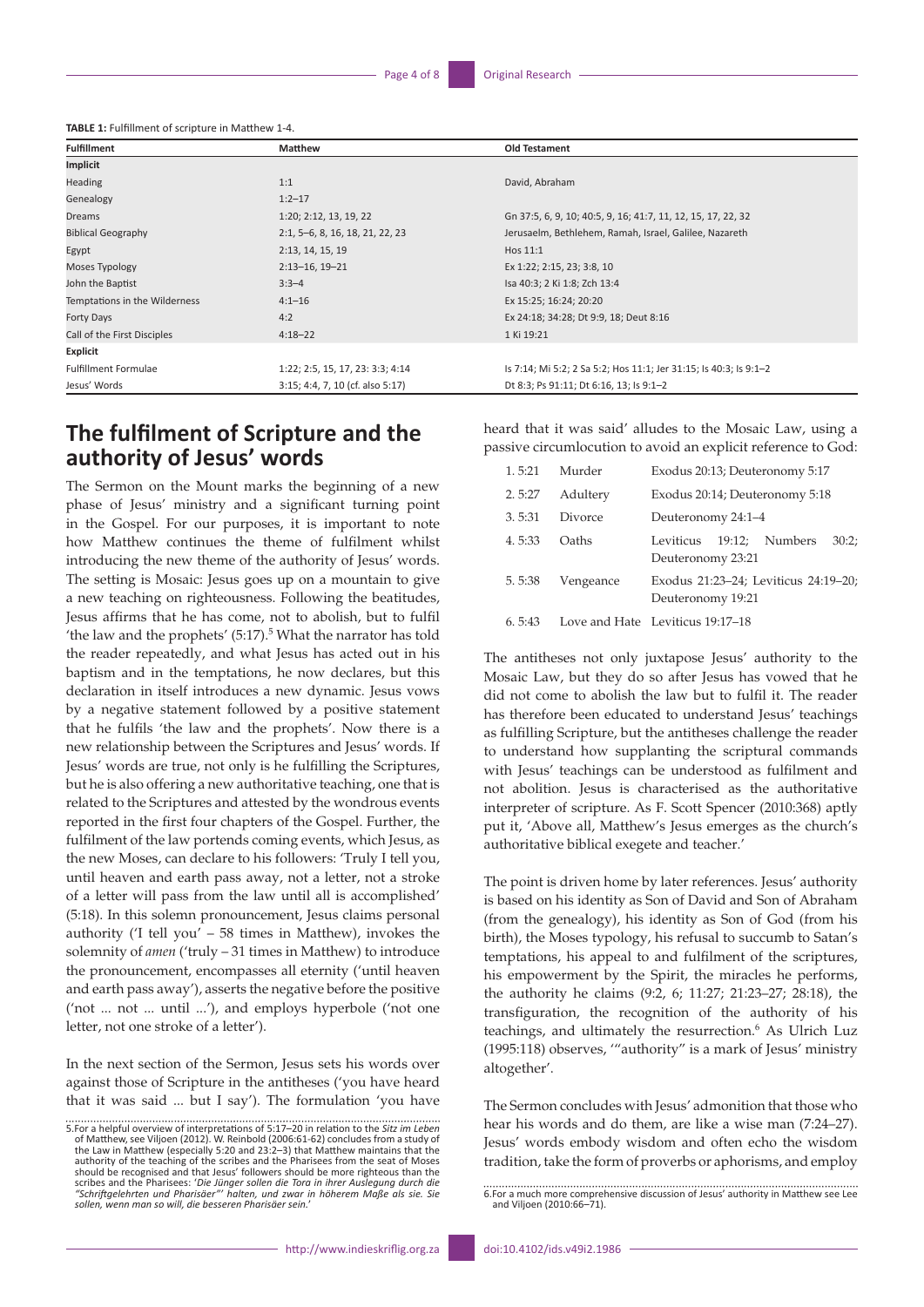**TABLE 1:** Fulfillment of scripture in Matthew 1-4.

| Fulfillment | Matthew | Old Testament |
|---|---|---|
| **Implicit** | | |
| Heading | 1:1 | David, Abraham |
| Genealogy | 1:2–17 | |
| Dreams | 1:20; 2:12, 13, 19, 22 | Gn 37:5, 6, 9, 10; 40:5, 9, 16; 41:7, 11, 12, 15, 17, 22, 32 |
| Biblical Geography | 2:1, 5–6, 8, 16, 18, 21, 22, 23 | Jerusaelm, Bethlehem, Ramah, Israel, Galilee, Nazareth |
| Egypt | 2:13, 14, 15, 19 | Hos 11:1 |
| Moses Typology | 2:13–16, 19–21 | Ex 1:22; 2:15, 23; 3:8, 10 |
| John the Baptist | 3:3–4 | Isa 40:3; 2 Ki 1:8; Zch 13:4 |
| Temptations in the Wilderness | 4:1–16 | Ex 15:25; 16:24; 20:20 |
| Forty Days | 4:2 | Ex 24:18; 34:28; Dt 9:9, 18; Deut 8:16 |
| Call of the First Disciples | 4:18–22 | 1 Ki 19:21 |
| **Explicit** | | |
| Fulfillment Formulae | 1:22; 2:5, 15, 17, 23: 3:3; 4:14 | Is 7:14; Mi 5:2; 2 Sa 5:2; Hos 11:1; Jer 31:15; Is 40:3; Is 9:1–2 |
| Jesus' Words | 3:15; 4:4, 7, 10 (cf. also 5:17) | Dt 8:3; Ps 91:11; Dt 6:16, 13; Is 9:1–2 |

## The fulfilment of Scripture and the authority of Jesus' words

The Sermon on the Mount marks the beginning of a new phase of Jesus' ministry and a significant turning point in the Gospel. For our purposes, it is important to note how Matthew continues the theme of fulfilment whilst introducing the new theme of the authority of Jesus' words. The setting is Mosaic: Jesus goes up on a mountain to give a new teaching on righteousness. Following the beatitudes, Jesus affirms that he has come, not to abolish, but to fulfil 'the law and the prophets' (5:17).[5] What the narrator has told the reader repeatedly, and what Jesus has acted out in his baptism and in the temptations, he now declares, but this declaration in itself introduces a new dynamic. Jesus vows by a negative statement followed by a positive statement that he fulfils 'the law and the prophets'. Now there is a new relationship between the Scriptures and Jesus' words. If Jesus' words are true, not only is he fulfilling the Scriptures, but he is also offering a new authoritative teaching, one that is related to the Scriptures and attested by the wondrous events reported in the first four chapters of the Gospel. Further, the fulfilment of the law portends coming events, which Jesus, as the new Moses, can declare to his followers: 'Truly I tell you, until heaven and earth pass away, not a letter, not a stroke of a letter will pass from the law until all is accomplished' (5:18). In this solemn pronouncement, Jesus claims personal authority ('I tell you' – 58 times in Matthew), invokes the solemnity of *amen* ('truly – 31 times in Matthew) to introduce the pronouncement, encompasses all eternity ('until heaven and earth pass away'), asserts the negative before the positive ('not ... not ... until ...'), and employs hyperbole ('not one letter, not one stroke of a letter').

In the next section of the Sermon, Jesus sets his words over against those of Scripture in the antitheses ('you have heard that it was said ... but I say'). The formulation 'you have heard that it was said' alludes to the Mosaic Law, using a passive circumlocution to avoid an explicit reference to God:

| | | |
|---|---|---|
| 1. 5:21 | Murder | Exodus 20:13; Deuteronomy 5:17 |
| 2. 5:27 | Adultery | Exodus 20:14; Deuteronomy 5:18 |
| 3. 5:31 | Divorce | Deuteronomy 24:1–4 |
| 4. 5:33 | Oaths | Leviticus 19:12; Numbers 30:2; Deuteronomy 23:21 |
| 5. 5:38 | Vengeance | Exodus 21:23–24; Leviticus 24:19–20; Deuteronomy 19:21 |
| 6. 5:43 | Love and Hate | Leviticus 19:17–18 |

The antitheses not only juxtapose Jesus' authority to the Mosaic Law, but they do so after Jesus has vowed that he did not come to abolish the law but to fulfil it. The reader has therefore been educated to understand Jesus' teachings as fulfilling Scripture, but the antitheses challenge the reader to understand how supplanting the scriptural commands with Jesus' teachings can be understood as fulfilment and not abolition. Jesus is characterised as the authoritative interpreter of scripture. As F. Scott Spencer (2010:368) aptly put it, 'Above all, Matthew's Jesus emerges as the church's authoritative biblical exegete and teacher.'

The point is driven home by later references. Jesus' authority is based on his identity as Son of David and Son of Abraham (from the genealogy), his identity as Son of God (from his birth), the Moses typology, his refusal to succumb to Satan's temptations, his appeal to and fulfilment of the scriptures, his empowerment by the Spirit, the miracles he performs, the authority he claims (9:2, 6; 11:27; 21:23–27; 28:18), the transfiguration, the recognition of the authority of his teachings, and ultimately the resurrection.[6] As Ulrich Luz (1995:118) observes, '"authority" is a mark of Jesus' ministry altogether'.

The Sermon concludes with Jesus' admonition that those who hear his words and do them, are like a wise man (7:24–27). Jesus' words embody wisdom and often echo the wisdom tradition, take the form of proverbs or aphorisms, and employ

5. For a helpful overview of interpretations of 5:17–20 in relation to the *Sitz im Leben* of Matthew, see Viljoen (2012). W. Reinbold (2006:61-62) concludes from a study of the Law in Matthew (especially 5:20 and 23:2–3) that Matthew maintains that the authority of the teaching of the scribes and the Pharisees from the seat of Moses should be recognised and that Jesus' followers should be more righteous than the scribes and the Pharisees: '*Die Jünger sollen die Tora in ihrer Auslegung durch die "Schriftgelehrten und Pharisäer"' halten, und zwar in höherem Maße als sie. Sie sollen, wenn man so will, die besseren Pharisäer sein.*'

6. For a much more comprehensive discussion of Jesus' authority in Matthew see Lee and Viljoen (2010:66–71).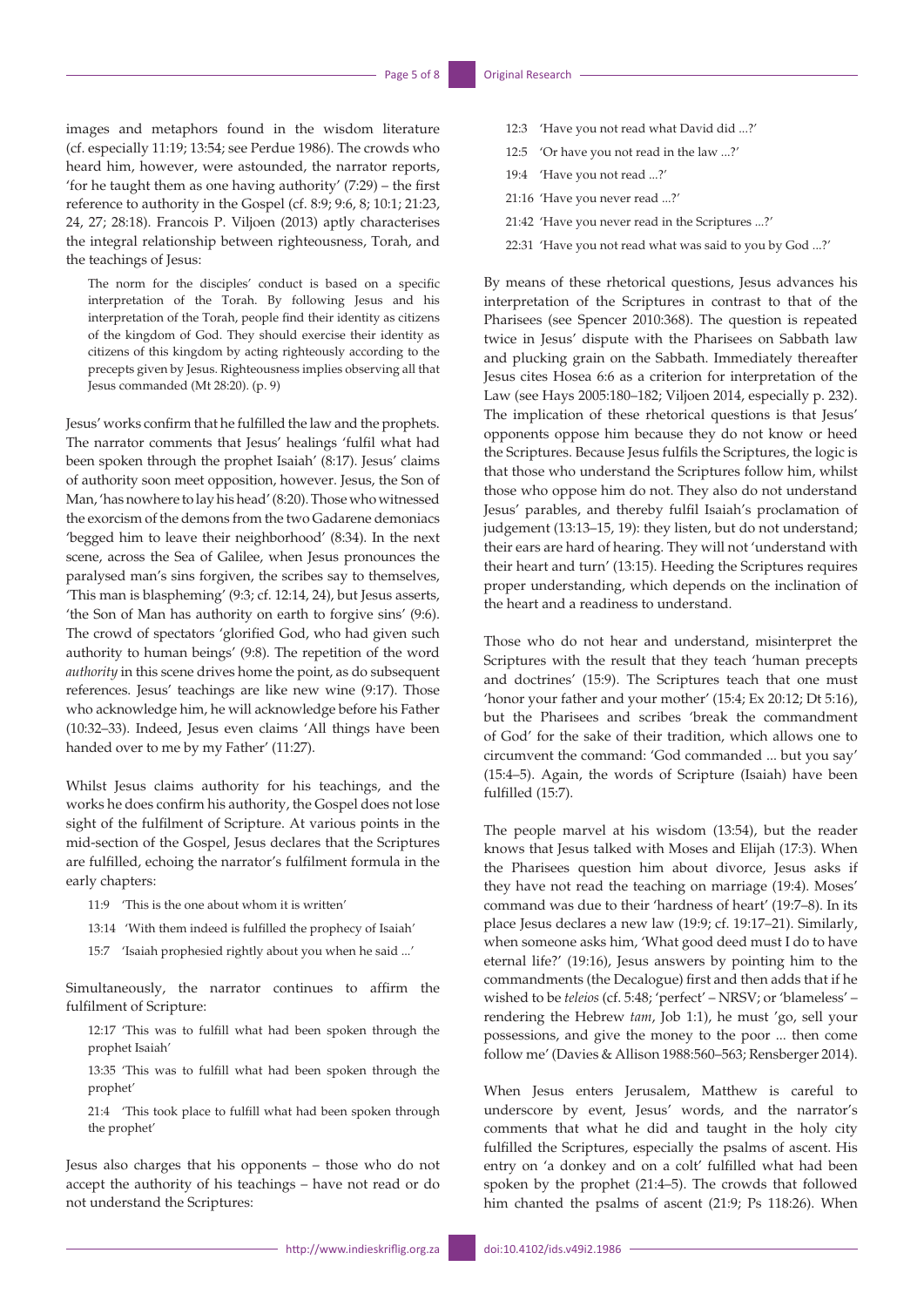images and metaphors found in the wisdom literature (cf. especially 11:19; 13:54; see Perdue 1986). The crowds who heard him, however, were astounded, the narrator reports, 'for he taught them as one having authority' (7:29) – the first reference to authority in the Gospel (cf. 8:9; 9:6, 8; 10:1; 21:23, 24, 27; 28:18). Francois P. Viljoen (2013) aptly characterises the integral relationship between righteousness, Torah, and the teachings of Jesus:

> The norm for the disciples' conduct is based on a specific interpretation of the Torah. By following Jesus and his interpretation of the Torah, people find their identity as citizens of the kingdom of God. They should exercise their identity as citizens of this kingdom by acting righteously according to the precepts given by Jesus. Righteousness implies observing all that Jesus commanded (Mt 28:20). (p. 9)

Jesus' works confirm that he fulfilled the law and the prophets. The narrator comments that Jesus' healings 'fulfil what had been spoken through the prophet Isaiah' (8:17). Jesus' claims of authority soon meet opposition, however. Jesus, the Son of Man, 'has nowhere to lay his head' (8:20). Those who witnessed the exorcism of the demons from the two Gadarene demoniacs 'begged him to leave their neighborhood' (8:34). In the next scene, across the Sea of Galilee, when Jesus pronounces the paralysed man's sins forgiven, the scribes say to themselves, 'This man is blaspheming' (9:3; cf. 12:14, 24), but Jesus asserts, 'the Son of Man has authority on earth to forgive sins' (9:6). The crowd of spectators 'glorified God, who had given such authority to human beings' (9:8). The repetition of the word *authority* in this scene drives home the point, as do subsequent references. Jesus' teachings are like new wine (9:17). Those who acknowledge him, he will acknowledge before his Father (10:32–33). Indeed, Jesus even claims 'All things have been handed over to me by my Father' (11:27).

Whilst Jesus claims authority for his teachings, and the works he does confirm his authority, the Gospel does not lose sight of the fulfilment of Scripture. At various points in the mid-section of the Gospel, Jesus declares that the Scriptures are fulfilled, echoing the narrator's fulfilment formula in the early chapters:

- 11:9 'This is the one about whom it is written'
- 13:14 'With them indeed is fulfilled the prophecy of Isaiah'
- 15:7 'Isaiah prophesied rightly about you when he said ...'

Simultaneously, the narrator continues to affirm the fulfilment of Scripture:

> 12:17 'This was to fulfill what had been spoken through the prophet Isaiah'
>
> 13:35 'This was to fulfill what had been spoken through the prophet'
>
> 21:4 'This took place to fulfill what had been spoken through the prophet'

Jesus also charges that his opponents – those who do not accept the authority of his teachings – have not read or do not understand the Scriptures:

- 12:3 'Have you not read what David did ...?'
- 12:5 'Or have you not read in the law ...?'
- 19:4 'Have you not read ...?'
- 21:16 'Have you never read ...?'
- 21:42 'Have you never read in the Scriptures ...?'
- 22:31 'Have you not read what was said to you by God ...?'

By means of these rhetorical questions, Jesus advances his interpretation of the Scriptures in contrast to that of the Pharisees (see Spencer 2010:368). The question is repeated twice in Jesus' dispute with the Pharisees on Sabbath law and plucking grain on the Sabbath. Immediately thereafter Jesus cites Hosea 6:6 as a criterion for interpretation of the Law (see Hays 2005:180–182; Viljoen 2014, especially p. 232). The implication of these rhetorical questions is that Jesus' opponents oppose him because they do not know or heed the Scriptures. Because Jesus fulfils the Scriptures, the logic is that those who understand the Scriptures follow him, whilst those who oppose him do not. They also do not understand Jesus' parables, and thereby fulfil Isaiah's proclamation of judgement (13:13–15, 19): they listen, but do not understand; their ears are hard of hearing. They will not 'understand with their heart and turn' (13:15). Heeding the Scriptures requires proper understanding, which depends on the inclination of the heart and a readiness to understand.

Those who do not hear and understand, misinterpret the Scriptures with the result that they teach 'human precepts and doctrines' (15:9). The Scriptures teach that one must 'honor your father and your mother' (15:4; Ex 20:12; Dt 5:16), but the Pharisees and scribes 'break the commandment of God' for the sake of their tradition, which allows one to circumvent the command: 'God commanded ... but you say' (15:4–5). Again, the words of Scripture (Isaiah) have been fulfilled (15:7).

The people marvel at his wisdom (13:54), but the reader knows that Jesus talked with Moses and Elijah (17:3). When the Pharisees question him about divorce, Jesus asks if they have not read the teaching on marriage (19:4). Moses' command was due to their 'hardness of heart' (19:7–8). In its place Jesus declares a new law (19:9; cf. 19:17–21). Similarly, when someone asks him, 'What good deed must I do to have eternal life?' (19:16), Jesus answers by pointing him to the commandments (the Decalogue) first and then adds that if he wished to be *teleios* (cf. 5:48; 'perfect' – NRSV; or 'blameless' – rendering the Hebrew *tam*, Job 1:1), he must 'go, sell your possessions, and give the money to the poor ... then come follow me' (Davies & Allison 1988:560–563; Rensberger 2014).

When Jesus enters Jerusalem, Matthew is careful to underscore by event, Jesus' words, and the narrator's comments that what he did and taught in the holy city fulfilled the Scriptures, especially the psalms of ascent. His entry on 'a donkey and on a colt' fulfilled what had been spoken by the prophet (21:4–5). The crowds that followed him chanted the psalms of ascent (21:9; Ps 118:26). When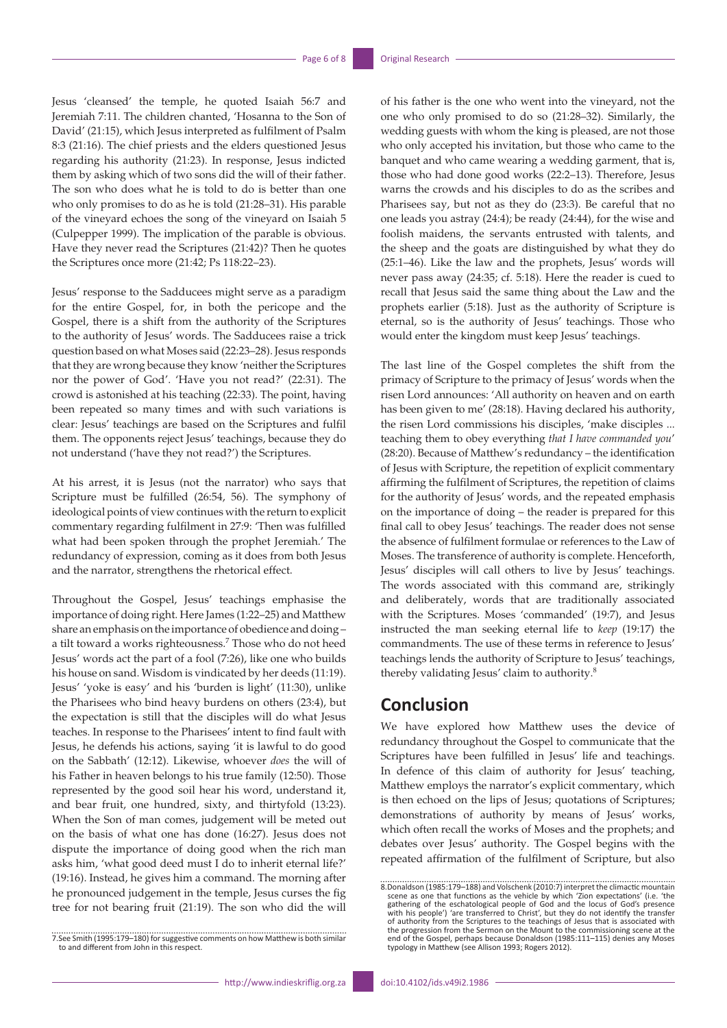Jesus 'cleansed' the temple, he quoted Isaiah 56:7 and Jeremiah 7:11. The children chanted, 'Hosanna to the Son of David' (21:15), which Jesus interpreted as fulfilment of Psalm 8:3 (21:16). The chief priests and the elders questioned Jesus regarding his authority (21:23). In response, Jesus indicted them by asking which of two sons did the will of their father. The son who does what he is told to do is better than one who only promises to do as he is told (21:28–31). His parable of the vineyard echoes the song of the vineyard on Isaiah 5 (Culpepper 1999). The implication of the parable is obvious. Have they never read the Scriptures (21:42)? Then he quotes the Scriptures once more (21:42; Ps 118:22–23).

Jesus' response to the Sadducees might serve as a paradigm for the entire Gospel, for, in both the pericope and the Gospel, there is a shift from the authority of the Scriptures to the authority of Jesus' words. The Sadducees raise a trick question based on what Moses said (22:23–28). Jesus responds that they are wrong because they know 'neither the Scriptures nor the power of God'. 'Have you not read?' (22:31). The crowd is astonished at his teaching (22:33). The point, having been repeated so many times and with such variations is clear: Jesus' teachings are based on the Scriptures and fulfil them. The opponents reject Jesus' teachings, because they do not understand ('have they not read?') the Scriptures.

At his arrest, it is Jesus (not the narrator) who says that Scripture must be fulfilled (26:54, 56). The symphony of ideological points of view continues with the return to explicit commentary regarding fulfilment in 27:9: 'Then was fulfilled what had been spoken through the prophet Jeremiah.' The redundancy of expression, coming as it does from both Jesus and the narrator, strengthens the rhetorical effect.

Throughout the Gospel, Jesus' teachings emphasise the importance of doing right. Here James (1:22–25) and Matthew share an emphasis on the importance of obedience and doing – a tilt toward a works righteousness.[7] Those who do not heed Jesus' words act the part of a fool (7:26), like one who builds his house on sand. Wisdom is vindicated by her deeds (11:19). Jesus' 'yoke is easy' and his 'burden is light' (11:30), unlike the Pharisees who bind heavy burdens on others (23:4), but the expectation is still that the disciples will do what Jesus teaches. In response to the Pharisees' intent to find fault with Jesus, he defends his actions, saying 'it is lawful to do good on the Sabbath' (12:12). Likewise, whoever *does* the will of his Father in heaven belongs to his true family (12:50). Those represented by the good soil hear his word, understand it, and bear fruit, one hundred, sixty, and thirtyfold (13:23). When the Son of man comes, judgement will be meted out on the basis of what one has done (16:27). Jesus does not dispute the importance of doing good when the rich man asks him, 'what good deed must I do to inherit eternal life?' (19:16). Instead, he gives him a command. The morning after he pronounced judgement in the temple, Jesus curses the fig tree for not bearing fruit (21:19). The son who did the will of his father is the one who went into the vineyard, not the one who only promised to do so (21:28–32). Similarly, the wedding guests with whom the king is pleased, are not those who only accepted his invitation, but those who came to the banquet and who came wearing a wedding garment, that is, those who had done good works (22:2–13). Therefore, Jesus warns the crowds and his disciples to do as the scribes and Pharisees say, but not as they do (23:3). Be careful that no one leads you astray (24:4); be ready (24:44), for the wise and foolish maidens, the servants entrusted with talents, and the sheep and the goats are distinguished by what they do (25:1–46). Like the law and the prophets, Jesus' words will never pass away (24:35; cf. 5:18). Here the reader is cued to recall that Jesus said the same thing about the Law and the prophets earlier (5:18). Just as the authority of Scripture is eternal, so is the authority of Jesus' teachings. Those who would enter the kingdom must keep Jesus' teachings.

The last line of the Gospel completes the shift from the primacy of Scripture to the primacy of Jesus' words when the risen Lord announces: 'All authority on heaven and on earth has been given to me' (28:18). Having declared his authority, the risen Lord commissions his disciples, 'make disciples ... teaching them to obey everything *that I have commanded you*' (28:20). Because of Matthew's redundancy – the identification of Jesus with Scripture, the repetition of explicit commentary affirming the fulfilment of Scriptures, the repetition of claims for the authority of Jesus' words, and the repeated emphasis on the importance of doing – the reader is prepared for this final call to obey Jesus' teachings. The reader does not sense the absence of fulfilment formulae or references to the Law of Moses. The transference of authority is complete. Henceforth, Jesus' disciples will call others to live by Jesus' teachings. The words associated with this command are, strikingly and deliberately, words that are traditionally associated with the Scriptures. Moses 'commanded' (19:7), and Jesus instructed the man seeking eternal life to *keep* (19:17) the commandments. The use of these terms in reference to Jesus' teachings lends the authority of Scripture to Jesus' teachings, thereby validating Jesus' claim to authority.[8]

## Conclusion

We have explored how Matthew uses the device of redundancy throughout the Gospel to communicate that the Scriptures have been fulfilled in Jesus' life and teachings. In defence of this claim of authority for Jesus' teaching, Matthew employs the narrator's explicit commentary, which is then echoed on the lips of Jesus; quotations of Scriptures; demonstrations of authority by means of Jesus' works, which often recall the works of Moses and the prophets; and debates over Jesus' authority. The Gospel begins with the repeated affirmation of the fulfilment of Scripture, but also

7. See Smith (1995:179–180) for suggestive comments on how Matthew is both similar to and different from John in this respect.

8. Donaldson (1985:179–188) and Volschenk (2010:7) interpret the climactic mountain scene as one that functions as the vehicle by which 'Zion expectations' (i.e. 'the gathering of the eschatological people of God and the locus of God's presence with his people') 'are transferred to Christ', but they do not identify the transfer of authority from the Scriptures to the teachings of Jesus that is associated with the progression from the Sermon on the Mount to the commissioning scene at the end of the Gospel, perhaps because Donaldson (1985:111–115) denies any Moses typology in Matthew (see Allison 1993; Rogers 2012).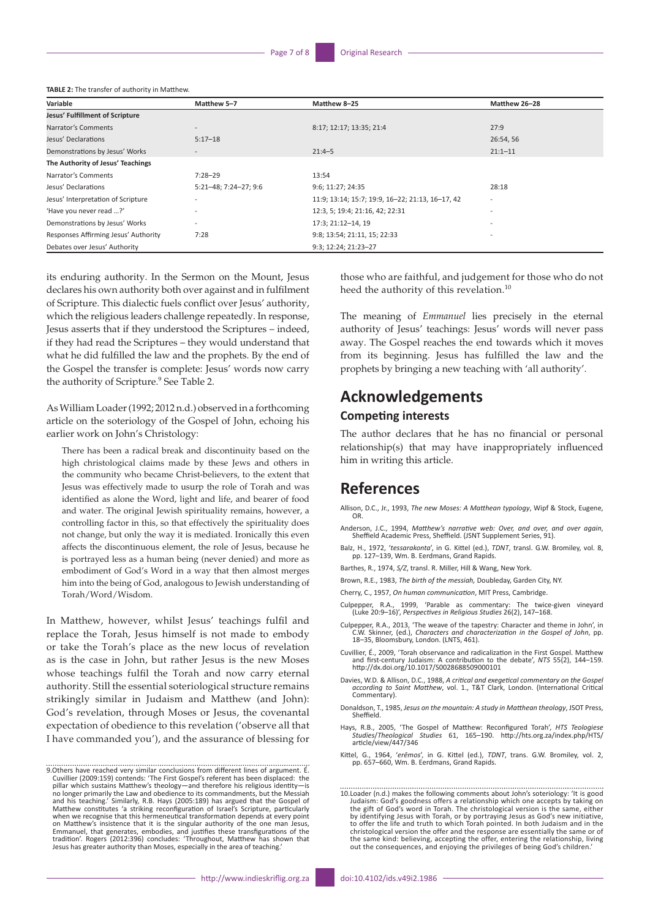**TABLE 2:** The transfer of authority in Matthew.

| Variable | Matthew 5–7 | Matthew 8–25 | Matthew 26–28 |
|---|---|---|---|
| **Jesus' Fulfillment of Scripture** | | | |
| Narrator's Comments | - | 8:17; 12:17; 13:35; 21:4 | 27:9 |
| Jesus' Declarations | 5:17–18 | | 26:54, 56 |
| Demonstrations by Jesus' Works | - | 21:4–5 | 21:1–11 |
| **The Authority of Jesus' Teachings** | | | |
| Narrator's Comments | 7:28–29 | 13:54 | |
| Jesus' Declarations | 5:21–48; 7:24–27; 9:6 | 9:6; 11:27; 24:35 | 28:18 |
| Jesus' Interpretation of Scripture | - | 11:9; 13:14; 15:7; 19:9, 16–22; 21:13, 16–17, 42 | - |
| 'Have you never read …?' | - | 12:3, 5; 19:4; 21:16, 42; 22:31 | - |
| Demonstrations by Jesus' Works | - | 17:3; 21:12–14, 19 | - |
| Responses Affirming Jesus' Authority | 7:28 | 9:8; 13:54; 21:11, 15; 22:33 | - |
| Debates over Jesus' Authority | | 9:3; 12:24; 21:23–27 | |

its enduring authority. In the Sermon on the Mount, Jesus declares his own authority both over against and in fulfilment of Scripture. This dialectic fuels conflict over Jesus' authority, which the religious leaders challenge repeatedly. In response, Jesus asserts that if they understood the Scriptures – indeed, if they had read the Scriptures – they would understand that what he did fulfilled the law and the prophets. By the end of the Gospel the transfer is complete: Jesus' words now carry the authority of Scripture.[9] See Table 2.

As William Loader (1992; 2012 n.d.) observed in a forthcoming article on the soteriology of the Gospel of John, echoing his earlier work on John's Christology:

> There has been a radical break and discontinuity based on the high christological claims made by these Jews and others in the community who became Christ-believers, to the extent that Jesus was effectively made to usurp the role of Torah and was identified as alone the Word, light and life, and bearer of food and water. The original Jewish spirituality remains, however, a controlling factor in this, so that effectively the spirituality does not change, but only the way it is mediated. Ironically this even affects the discontinuous element, the role of Jesus, because he is portrayed less as a human being (never denied) and more as embodiment of God's Word in a way that then almost merges him into the being of God, analogous to Jewish understanding of Torah/Word/Wisdom.

In Matthew, however, whilst Jesus' teachings fulfil and replace the Torah, Jesus himself is not made to embody or take the Torah's place as the new locus of revelation as is the case in John, but rather Jesus is the new Moses whose teachings fulfil the Torah and now carry eternal authority. Still the essential soteriological structure remains strikingly similar in Judaism and Matthew (and John): God's revelation, through Moses or Jesus, the covenantal expectation of obedience to this revelation ('observe all that I have commanded you'), and the assurance of blessing for those who are faithful, and judgement for those who do not heed the authority of this revelation.[10]

The meaning of *Emmanuel* lies precisely in the eternal authority of Jesus' teachings: Jesus' words will never pass away. The Gospel reaches the end towards which it moves from its beginning. Jesus has fulfilled the law and the prophets by bringing a new teaching with 'all authority'.

# Acknowledgements

## Competing interests

The author declares that he has no financial or personal relationship(s) that may have inappropriately influenced him in writing this article.

# References

Allison, D.C., Jr., 1993, *The new Moses: A Matthean typology*, Wipf & Stock, Eugene, OR.

Anderson, J.C., 1994, *Matthew's narrative web: Over, and over, and over again*, Sheffield Academic Press, Sheffield. (JSNT Supplement Series, 91).

Balz, H., 1972, '*tessarakonta*', in G. Kittel (ed.), *TDNT*, transl. G.W. Bromiley, vol. 8, pp. 127–139, Wm. B. Eerdmans, Grand Rapids.

Barthes, R., 1974, *S/Z*, transl. R. Miller, Hill & Wang, New York.

Brown, R.E., 1983, *The birth of the messiah*, Doubleday, Garden City, NY.

Cherry, C., 1957, *On human communication*, MIT Press, Cambridge.

Culpepper, R.A., 1999, 'Parable as commentary: The twice-given vineyard (Luke 20:9–16)', *Perspectives in Religious Studies* 26(2), 147–168.

Culpepper, R.A., 2013, 'The weave of the tapestry: Character and theme in John', in C.W. Skinner, (ed.), *Characters and characterization in the Gospel of John*, pp. 18–35, Bloomsbury, London. (LNTS, 461).

Cuvillier, É., 2009, 'Torah observance and radicalization in the First Gospel. Matthew and first-century Judaism: A contribution to the debate', *NTS* 55(2), 144–159. http://dx.doi.org/10.1017/S0028688509000101

Davies, W.D. & Allison, D.C., 1988, *A critical and exegetical commentary on the Gospel according to Saint Matthew*, vol. 1., T&T Clark, London. (International Critical Commentary).

Donaldson, T., 1985, *Jesus on the mountain: A study in Matthean theology*, JSOT Press, Sheffield.

Hays, R.B., 2005, 'The Gospel of Matthew: Reconfigured Torah', *HTS Teologiese Studies/Theological Studies* 61, 165–190. http://hts.org.za/index.php/HTS/article/view/447/346

Kittel, G., 1964, '*erēmos*', in G. Kittel (ed.), *TDNT*, trans. G.W. Bromiley, vol. 2, pp. 657–660, Wm. B. Eerdmans, Grand Rapids.

---

9.Others have reached very similar conclusions from different lines of argument. É. Cuvillier (2009:159) contends: 'The First Gospel's referent has been displaced: the pillar which sustains Matthew's theology—and therefore his religious identity—is no longer primarily the Law and obedience to its commandments, but the Messiah and his teaching.' Similarly, R.B. Hays (2005:189) has argued that the Gospel of Matthew constitutes 'a striking reconfiguration of Israel's Scripture, particularly when we recognise that this hermeneutical transformation depends at every point on Matthew's insistence that it is the singular authority of the one man Jesus, Emmanuel, that generates, embodies, and justifies these transfigurations of the tradition'. Rogers (2012:396) concludes: 'Throughout, Matthew has shown that Jesus has greater authority than Moses, especially in the area of teaching.'

10.Loader (n.d.) makes the following comments about John's soteriology: 'It is good Judaism: God's goodness offers a relationship which one accepts by taking on the gift of God's word in Torah. The christological version is the same, either by identifying Jesus with Torah, or by portraying Jesus as God's new initiative, to offer the life and truth to which Torah pointed. In both Judaism and in the christological version the offer and the response are essentially the same or of the same kind: believing, accepting the offer, entering the relationship, living out the consequences, and enjoying the privileges of being God's children.'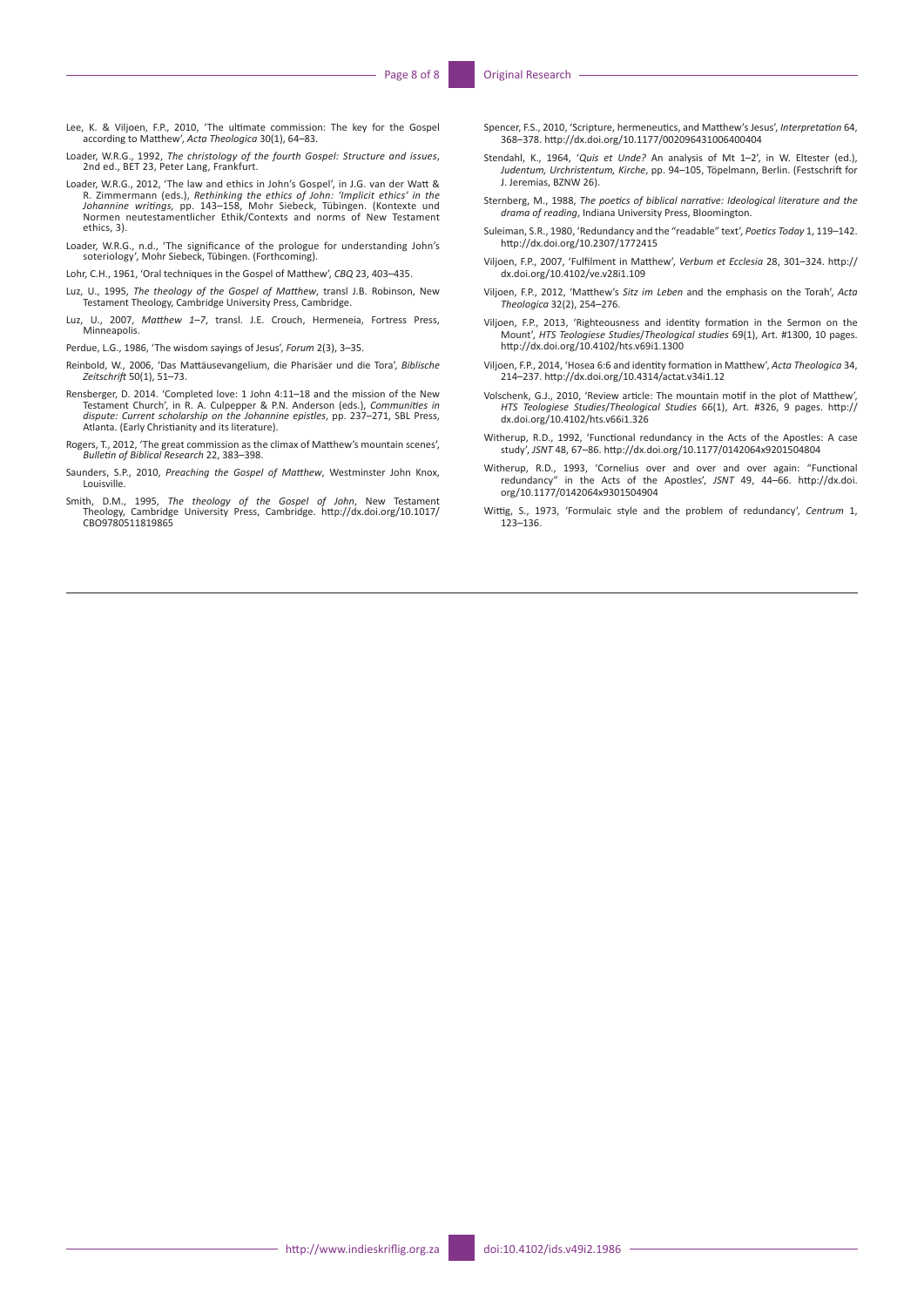Lee, K. & Viljoen, F.P., 2010, 'The ultimate commission: The key for the Gospel according to Matthew', *Acta Theologica* 30(1), 64–83.

Loader, W.R.G., 1992, *The christology of the fourth Gospel: Structure and issues*, 2nd ed., BET 23, Peter Lang, Frankfurt.

Loader, W.R.G., 2012, 'The law and ethics in John's Gospel', in J.G. van der Watt & R. Zimmermann (eds.), *Rethinking the ethics of John: 'Implicit ethics' in the Johannine writings*, pp. 143–158, Mohr Siebeck, Tübingen. (Kontexte und Normen neutestamentlicher Ethik/Contexts and norms of New Testament ethics, 3).

Loader, W.R.G., n.d., 'The significance of the prologue for understanding John's soteriology', Mohr Siebeck, Tübingen. (Forthcoming).

Lohr, C.H., 1961, 'Oral techniques in the Gospel of Matthew', *CBQ* 23, 403–435.

Luz, U., 1995, *The theology of the Gospel of Matthew*, transl J.B. Robinson, New Testament Theology, Cambridge University Press, Cambridge.

Luz, U., 2007, *Matthew 1–7*, transl. J.E. Crouch, Hermeneia, Fortress Press, Minneapolis.

Perdue, L.G., 1986, 'The wisdom sayings of Jesus', *Forum* 2(3), 3–35.

Reinbold, W., 2006, 'Das Mattäusevangelium, die Pharisäer und die Tora', *Biblische Zeitschrift* 50(1), 51–73.

Rensberger, D. 2014. 'Completed love: 1 John 4:11–18 and the mission of the New Testament Church', in R. A. Culpepper & P.N. Anderson (eds.), *Communities in dispute: Current scholarship on the Johannine epistles*, pp. 237–271, SBL Press, Atlanta. (Early Christianity and its literature).

Rogers, T., 2012, 'The great commission as the climax of Matthew's mountain scenes', *Bulletin of Biblical Research* 22, 383–398.

Saunders, S.P., 2010, *Preaching the Gospel of Matthew*, Westminster John Knox, Louisville.

Smith, D.M., 1995, *The theology of the Gospel of John*, New Testament Theology, Cambridge University Press, Cambridge. http://dx.doi.org/10.1017/CBO9780511819865

Spencer, F.S., 2010, 'Scripture, hermeneutics, and Matthew's Jesus', *Interpretation* 64, 368–378. http://dx.doi.org/10.1177/002096431006400404

Stendahl, K., 1964, '*Quis et Unde?* An analysis of Mt 1–2', in W. Eltester (ed.), *Judentum, Urchristentum, Kirche*, pp. 94–105, Töpelmann, Berlin. (Festschrift for J. Jeremias, BZNW 26).

Sternberg, M., 1988, *The poetics of biblical narrative: Ideological literature and the drama of reading*, Indiana University Press, Bloomington.

Suleiman, S.R., 1980, 'Redundancy and the "readable" text', *Poetics Today* 1, 119–142. http://dx.doi.org/10.2307/1772415

Viljoen, F.P., 2007, 'Fulfilment in Matthew', *Verbum et Ecclesia* 28, 301–324. http://dx.doi.org/10.4102/ve.v28i1.109

Viljoen, F.P., 2012, 'Matthew's *Sitz im Leben* and the emphasis on the Torah', *Acta Theologica* 32(2), 254–276.

Viljoen, F.P., 2013, 'Righteousness and identity formation in the Sermon on the Mount', *HTS Teologiese Studies/Theological studies* 69(1), Art. #1300, 10 pages. http://dx.doi.org/10.4102/hts.v69i1.1300

Viljoen, F.P., 2014, 'Hosea 6:6 and identity formation in Matthew', *Acta Theologica* 34, 214–237. http://dx.doi.org/10.4314/actat.v34i1.12

Volschenk, G.J., 2010, 'Review article: The mountain motif in the plot of Matthew', *HTS Teologiese Studies/Theological Studies* 66(1), Art. #326, 9 pages. http://dx.doi.org/10.4102/hts.v66i1.326

Witherup, R.D., 1992, 'Functional redundancy in the Acts of the Apostles: A case study', *JSNT* 48, 67–86. http://dx.doi.org/10.1177/0142064x9201504804

Witherup, R.D., 1993, 'Cornelius over and over and over again: "Functional redundancy" in the Acts of the Apostles', *JSNT* 49, 44–66. http://dx.doi.org/10.1177/0142064x9301504904

Wittig, S., 1973, 'Formulaic style and the problem of redundancy', *Centrum* 1, 123–136.